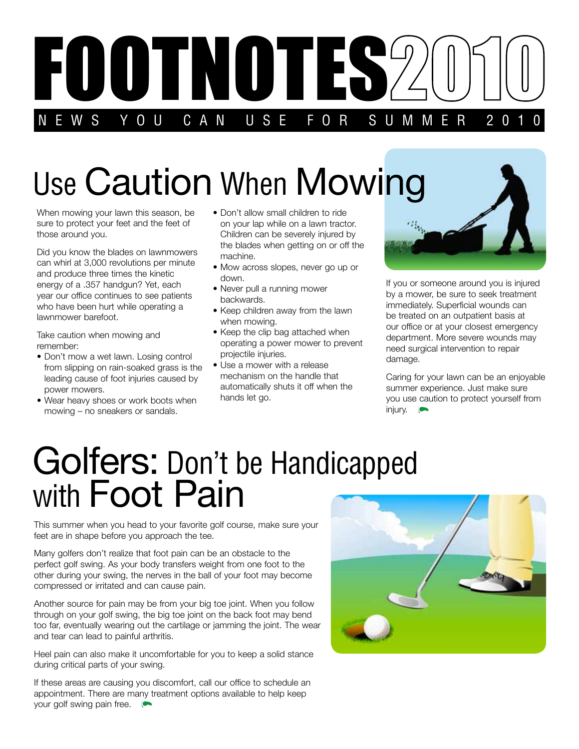# FOOTNOTES 2010

NEWS YOU CAN USE FOR SUMMER 2010

## Use Caution When Mowing

When mowing your lawn this season, be sure to protect your feet and the feet of those around you.

Did you know the blades on lawnmowers can whirl at 3,000 revolutions per minute and produce three times the kinetic energy of a .357 handgun? Yet, each year our office continues to see patients who have been hurt while operating a lawnmower barefoot.

Take caution when mowing and remember:

- Don't mow a wet lawn. Losing control from slipping on rain-soaked grass is the leading cause of foot injuries caused by power mowers.
- Wear heavy shoes or work boots when mowing – no sneakers or sandals.
- Don't allow small children to ride on your lap while on a lawn tractor. Children can be severely injured by the blades when getting on or off the machine.
- Mow across slopes, never go up or down.
- Never pull a running mower backwards.
- Keep children away from the lawn when mowing.
- Keep the clip bag attached when operating a power mower to prevent projectile injuries.
- Use a mower with a release mechanism on the handle that automatically shuts it off when the hands let go.

If you or someone around you is injured by a mower, be sure to seek treatment immediately. Superficial wounds can be treated on an outpatient basis at our office or at your closest emergency department. More severe wounds may need surgical intervention to repair damage.

Caring for your lawn can be an enjoyable summer experience. Just make sure you use caution to protect yourself from injury.

## Golfers: Don't be Handicapped with Foot Pain

This summer when you head to your favorite golf course, make sure your feet are in shape before you approach the tee.

Many golfers don't realize that foot pain can be an obstacle to the perfect golf swing. As your body transfers weight from one foot to the other during your swing, the nerves in the ball of your foot may become compressed or irritated and can cause pain.

Another source for pain may be from your big toe joint. When you follow through on your golf swing, the big toe joint on the back foot may bend too far, eventually wearing out the cartilage or jamming the joint. The wear and tear can lead to painful arthritis.

Heel pain can also make it uncomfortable for you to keep a solid stance during critical parts of your swing.

If these areas are causing you discomfort, call our office to schedule an appointment. There are many treatment options available to help keep your golf swing pain free.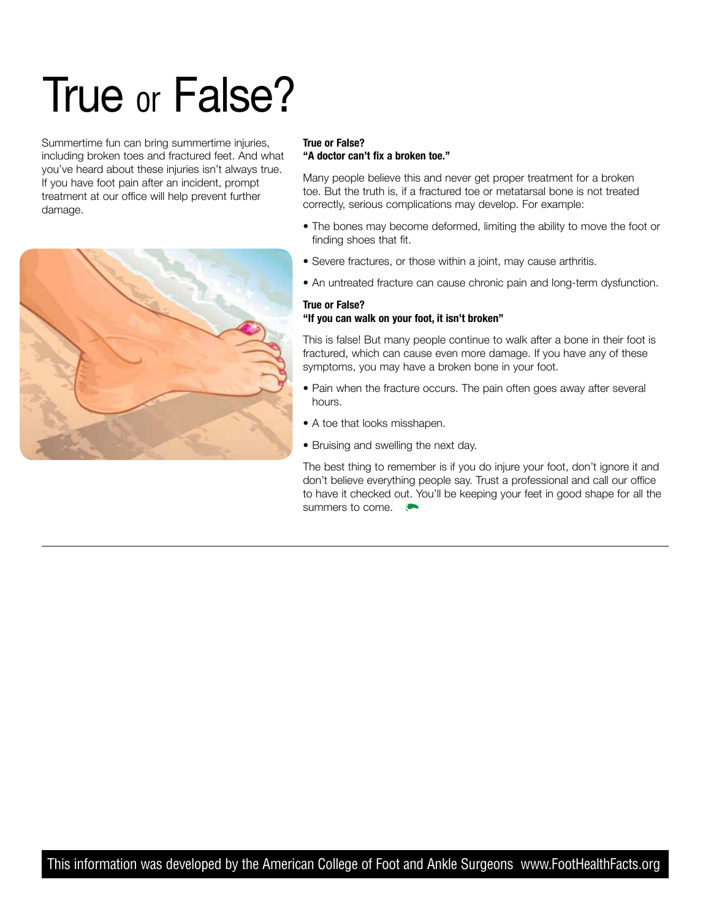# True or False?

Summertime fun can bring summertime injuries, including broken toes and fractured feet. And what you've heard about these injuries isn't always true. If you have foot pain after an incident, prompt treatment at our office will help prevent further damage.

**True or False?**
**"A doctor can't fix a broken toe."**

Many people believe this and never get proper treatment for a broken toe. But the truth is, if a fractured toe or metatarsal bone is not treated correctly, serious complications may develop. For example:

- The bones may become deformed, limiting the ability to move the foot or finding shoes that fit.
- Severe fractures, or those within a joint, may cause arthritis.
- An untreated fracture can cause chronic pain and long-term dysfunction.

**True or False?**
**"If you can walk on your foot, it isn't broken"**

This is false! But many people continue to walk after a bone in their foot is fractured, which can cause even more damage. If you have any of these symptoms, you may have a broken bone in your foot.

- Pain when the fracture occurs. The pain often goes away after several hours.
- A toe that looks misshapen.
- Bruising and swelling the next day.

The best thing to remember is if you do injure your foot, don't ignore it and don't believe everything people say. Trust a professional and call our office to have it checked out. You'll be keeping your feet in good shape for all the summers to come.

This information was developed by the American College of Foot and Ankle Surgeons www.FootHealthFacts.org